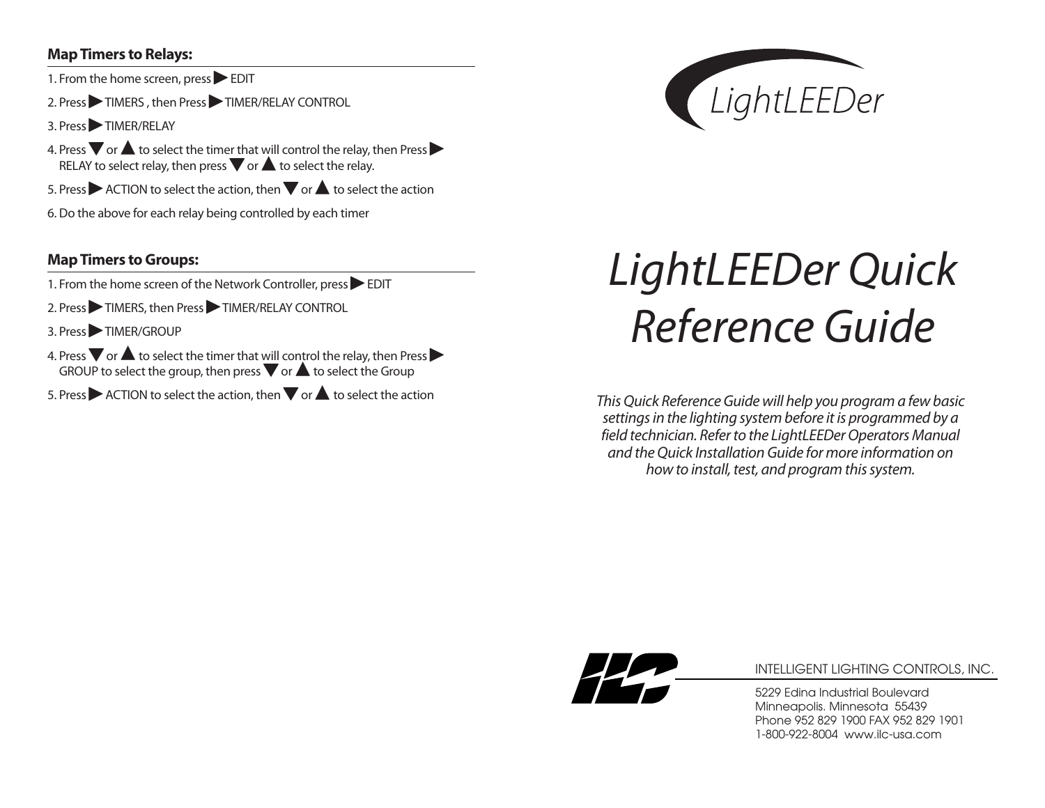## Map Timers to Relays:

1. From the home screen, press ▶ EDIT
2. Press ▶ TIMERS , then Press ▶ TIMER/RELAY CONTROL
3. Press ▶ TIMER/RELAY
4. Press ▼ or ▲ to select the timer that will control the relay, then Press ▶ RELAY to select relay, then press ▼ or ▲ to select the relay.
5. Press ▶ ACTION to select the action, then ▼ or ▲ to select the action
6. Do the above for each relay being controlled by each timer

## Map Timers to Groups:

1. From the home screen of the Network Controller, press ▶ EDIT
2. Press ▶ TIMERS, then Press ▶ TIMER/RELAY CONTROL
3. Press ▶ TIMER/GROUP
4. Press ▼ or ▲ to select the timer that will control the relay, then Press ▶ GROUP to select the group, then press ▼ or ▲ to select the Group
5. Press ▶ ACTION to select the action, then ▼ or ▲ to select the action

*LightLEEDer*

# *LightLEEDer Quick Reference Guide*

*This Quick Reference Guide will help you program a few basic settings in the lighting system before it is programmed by a field technician. Refer to the LightLEEDer Operators Manual and the Quick Installation Guide for more information on how to install, test, and program this system.*

ILC

INTELLIGENT LIGHTING CONTROLS, INC.

5229 Edina Industrial Boulevard
Minneapolis. Minnesota 55439
Phone 952 829 1900 FAX 952 829 1901
1-800-922-8004 www.ilc-usa.com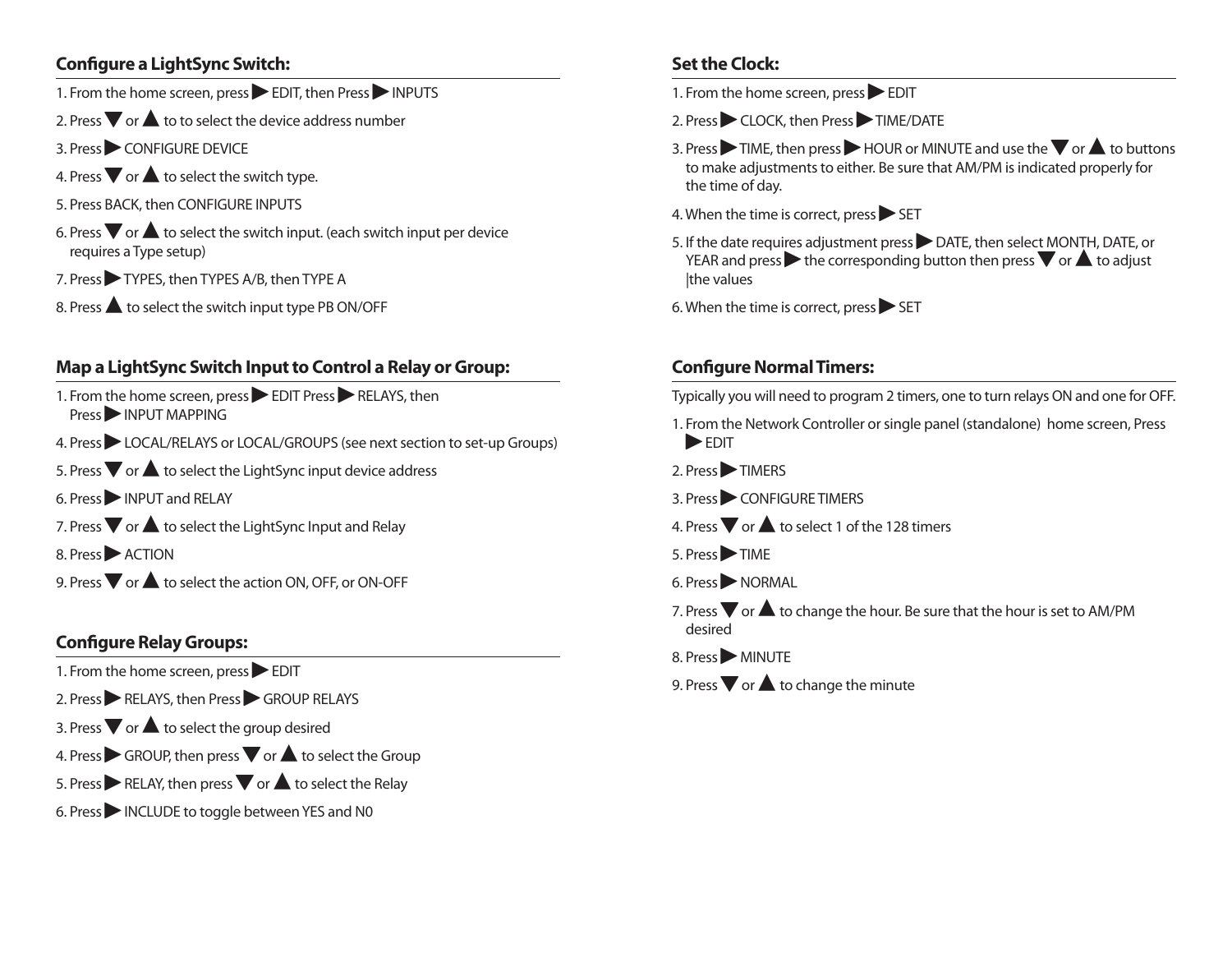## Configure a LightSync Switch:

1. From the home screen, press ▶ EDIT, then Press ▶ INPUTS
2. Press ▼ or ▲ to to select the device address number
3. Press ▶ CONFIGURE DEVICE
4. Press ▼ or ▲ to select the switch type.
5. Press BACK, then CONFIGURE INPUTS
6. Press ▼ or ▲ to select the switch input. (each switch input per device requires a Type setup)
7. Press ▶ TYPES, then TYPES A/B, then TYPE A
8. Press ▲ to select the switch input type PB ON/OFF

## Map a LightSync Switch Input to Control a Relay or Group:

1. From the home screen, press ▶ EDIT Press ▶ RELAYS, then Press ▶ INPUT MAPPING
4. Press ▶ LOCAL/RELAYS or LOCAL/GROUPS (see next section to set-up Groups)
5. Press ▼ or ▲ to select the LightSync input device address
6. Press ▶ INPUT and RELAY
7. Press ▼ or ▲ to select the LightSync Input and Relay
8. Press ▶ ACTION
9. Press ▼ or ▲ to select the action ON, OFF, or ON-OFF

## Configure Relay Groups:

1. From the home screen, press ▶ EDIT
2. Press ▶ RELAYS, then Press ▶ GROUP RELAYS
3. Press ▼ or ▲ to select the group desired
4. Press ▶ GROUP, then press ▼ or ▲ to select the Group
5. Press ▶ RELAY, then press ▼ or ▲ to select the Relay
6. Press ▶ INCLUDE to toggle between YES and N0

## Set the Clock:

1. From the home screen, press ▶ EDIT
2. Press ▶ CLOCK, then Press ▶ TIME/DATE
3. Press ▶ TIME, then press ▶ HOUR or MINUTE and use the ▼ or ▲ to buttons to make adjustments to either. Be sure that AM/PM is indicated properly for the time of day.
4. When the time is correct, press ▶ SET
5. If the date requires adjustment press ▶ DATE, then select MONTH, DATE, or YEAR and press ▶ the corresponding button then press ▼ or ▲ to adjust |the values
6. When the time is correct, press ▶ SET

## Configure Normal Timers:

Typically you will need to program 2 timers, one to turn relays ON and one for OFF.

1. From the Network Controller or single panel (standalone) home screen, Press ▶ EDIT
2. Press ▶ TIMERS
3. Press ▶ CONFIGURE TIMERS
4. Press ▼ or ▲ to select 1 of the 128 timers
5. Press ▶ TIME
6. Press ▶ NORMAL
7. Press ▼ or ▲ to change the hour. Be sure that the hour is set to AM/PM desired
8. Press ▶ MINUTE
9. Press ▼ or ▲ to change the minute